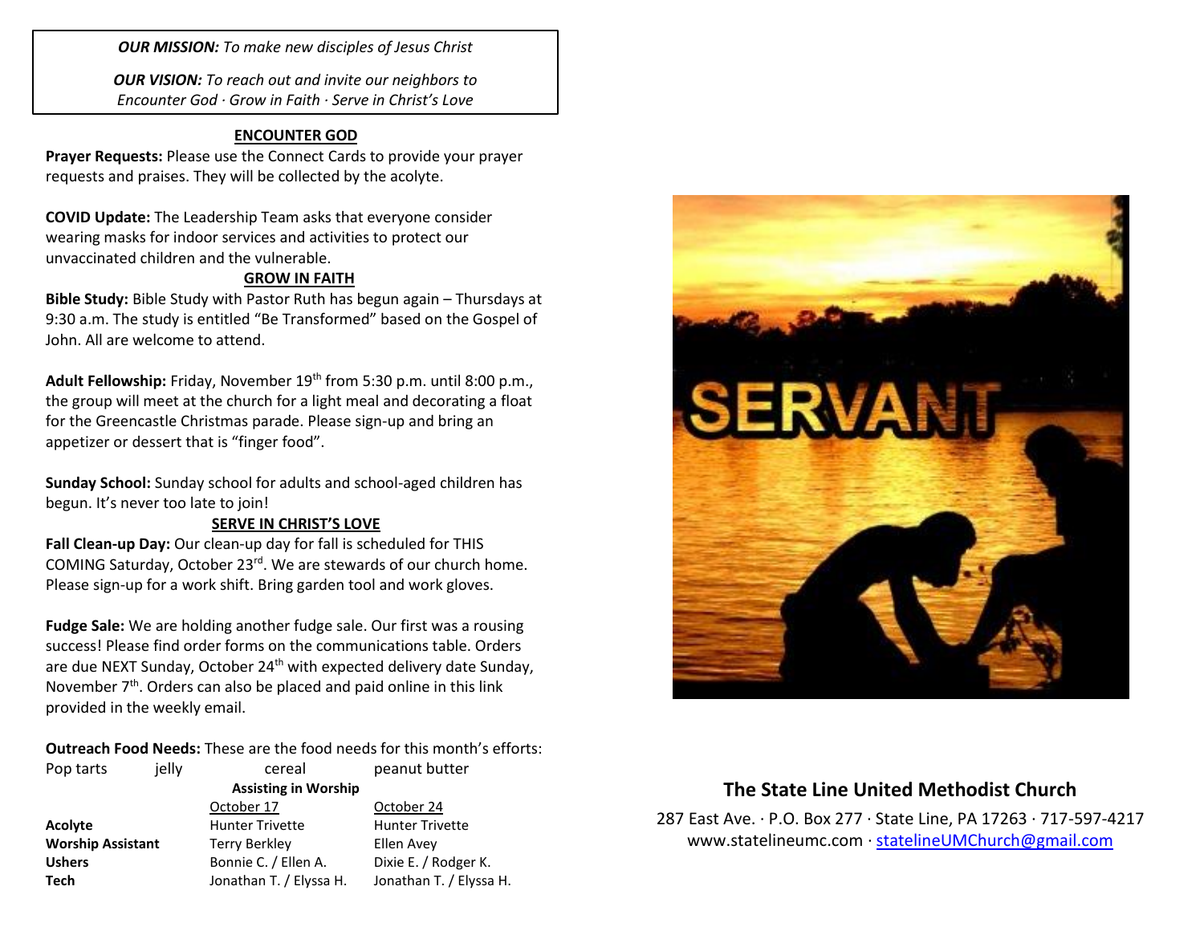***OUR MISSION:*** *To make new disciples of Jesus Christ*

***OUR VISION:*** *To reach out and invite our neighbors to Encounter God · Grow in Faith · Serve in Christ's Love*

## ENCOUNTER GOD

**Prayer Requests:** Please use the Connect Cards to provide your prayer requests and praises. They will be collected by the acolyte.

**COVID Update:** The Leadership Team asks that everyone consider wearing masks for indoor services and activities to protect our unvaccinated children and the vulnerable.

## GROW IN FAITH

**Bible Study:** Bible Study with Pastor Ruth has begun again – Thursdays at 9:30 a.m. The study is entitled "Be Transformed" based on the Gospel of John. All are welcome to attend.

**Adult Fellowship:** Friday, November 19th from 5:30 p.m. until 8:00 p.m., the group will meet at the church for a light meal and decorating a float for the Greencastle Christmas parade. Please sign-up and bring an appetizer or dessert that is "finger food".

**Sunday School:** Sunday school for adults and school-aged children has begun. It's never too late to join!

## SERVE IN CHRIST'S LOVE

**Fall Clean-up Day:** Our clean-up day for fall is scheduled for THIS COMING Saturday, October 23rd. We are stewards of our church home. Please sign-up for a work shift. Bring garden tool and work gloves.

**Fudge Sale:** We are holding another fudge sale. Our first was a rousing success! Please find order forms on the communications table. Orders are due NEXT Sunday, October 24th with expected delivery date Sunday, November 7th. Orders can also be placed and paid online in this link provided in the weekly email.

**Outreach Food Needs:** These are the food needs for this month's efforts:

Pop tarts   jelly   cereal   peanut butter

**Assisting in Worship**

| | October 17 | October 24 |
|---|---|---|
| **Acolyte** | Hunter Trivette | Hunter Trivette |
| **Worship Assistant** | Terry Berkley | Ellen Avey |
| **Ushers** | Bonnie C. / Ellen A. | Dixie E. / Rodger K. |
| **Tech** | Jonathan T. / Elyssa H. | Jonathan T. / Elyssa H. |

# The State Line United Methodist Church

287 East Ave. · P.O. Box 277 · State Line, PA 17263 · 717-597-4217
www.statelineumc.com · statelineUMChurch@gmail.com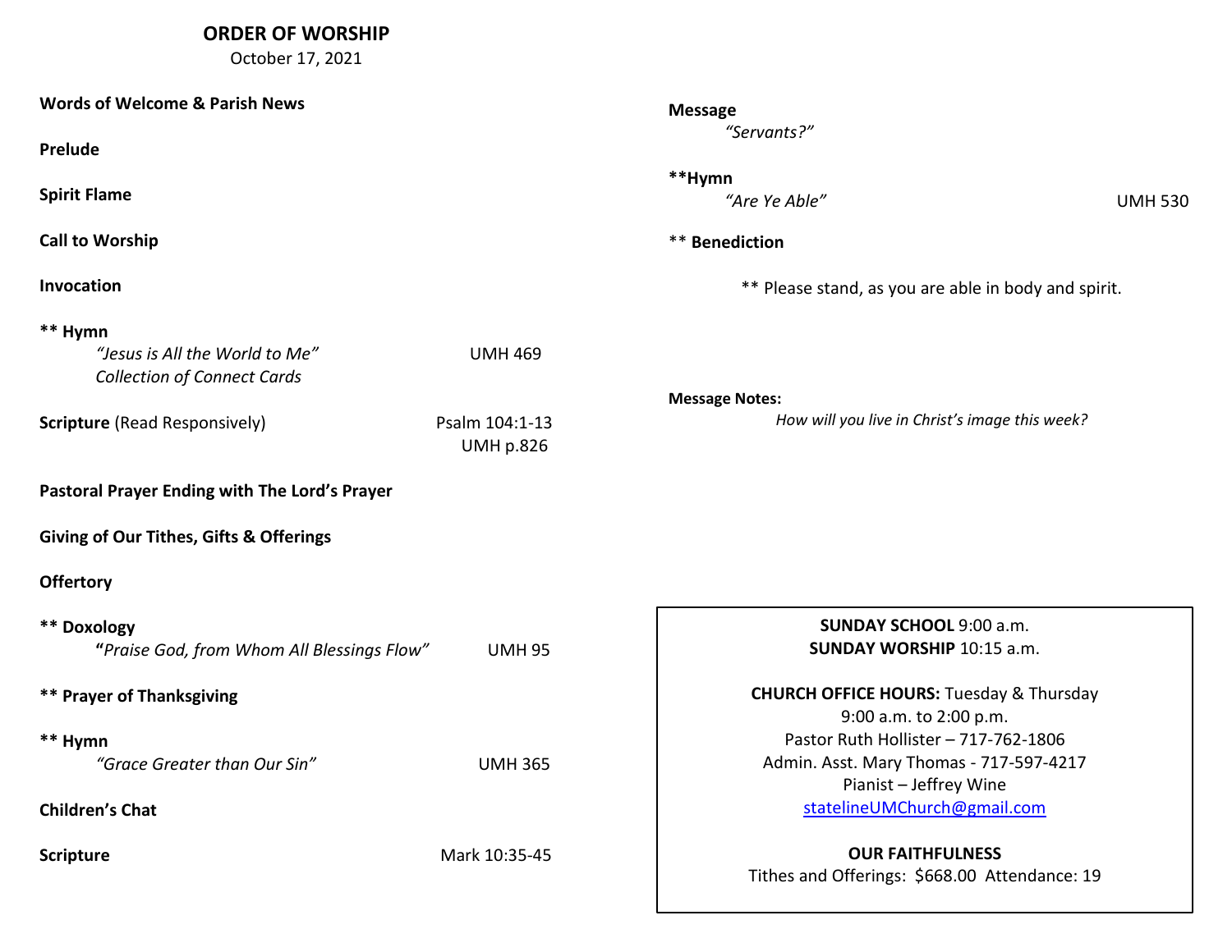## ORDER OF WORSHIP

October 17, 2021

**Words of Welcome & Parish News**

**Prelude**

**Spirit Flame**

**Call to Worship**

**Invocation**

**** Hymn**
*"Jesus is All the World to Me"* UMH 469
*Collection of Connect Cards*

**Scripture** (Read Responsively) Psalm 104:1-13
UMH p.826

**Pastoral Prayer Ending with The Lord's Prayer**

**Giving of Our Tithes, Gifts & Offerings**

**Offertory**

**** Doxology**
**"***Praise God, from Whom All Blessings Flow"* UMH 95

**** Prayer of Thanksgiving**

**** Hymn**
*"Grace Greater than Our Sin"* UMH 365

**Children's Chat**

**Scripture** Mark 10:35-45

**Message**
*"Servants?"*

****Hymn**
*"Are Ye Able"* UMH 530

** **Benediction**

** Please stand, as you are able in body and spirit.

**Message Notes:**
*How will you live in Christ's image this week?*

**SUNDAY SCHOOL** 9:00 a.m.
**SUNDAY WORSHIP** 10:15 a.m.

**CHURCH OFFICE HOURS:** Tuesday & Thursday
9:00 a.m. to 2:00 p.m.
Pastor Ruth Hollister – 717-762-1806
Admin. Asst. Mary Thomas - 717-597-4217
Pianist – Jeffrey Wine
statelineUMChurch@gmail.com

**OUR FAITHFULNESS**
Tithes and Offerings: $668.00 Attendance: 19